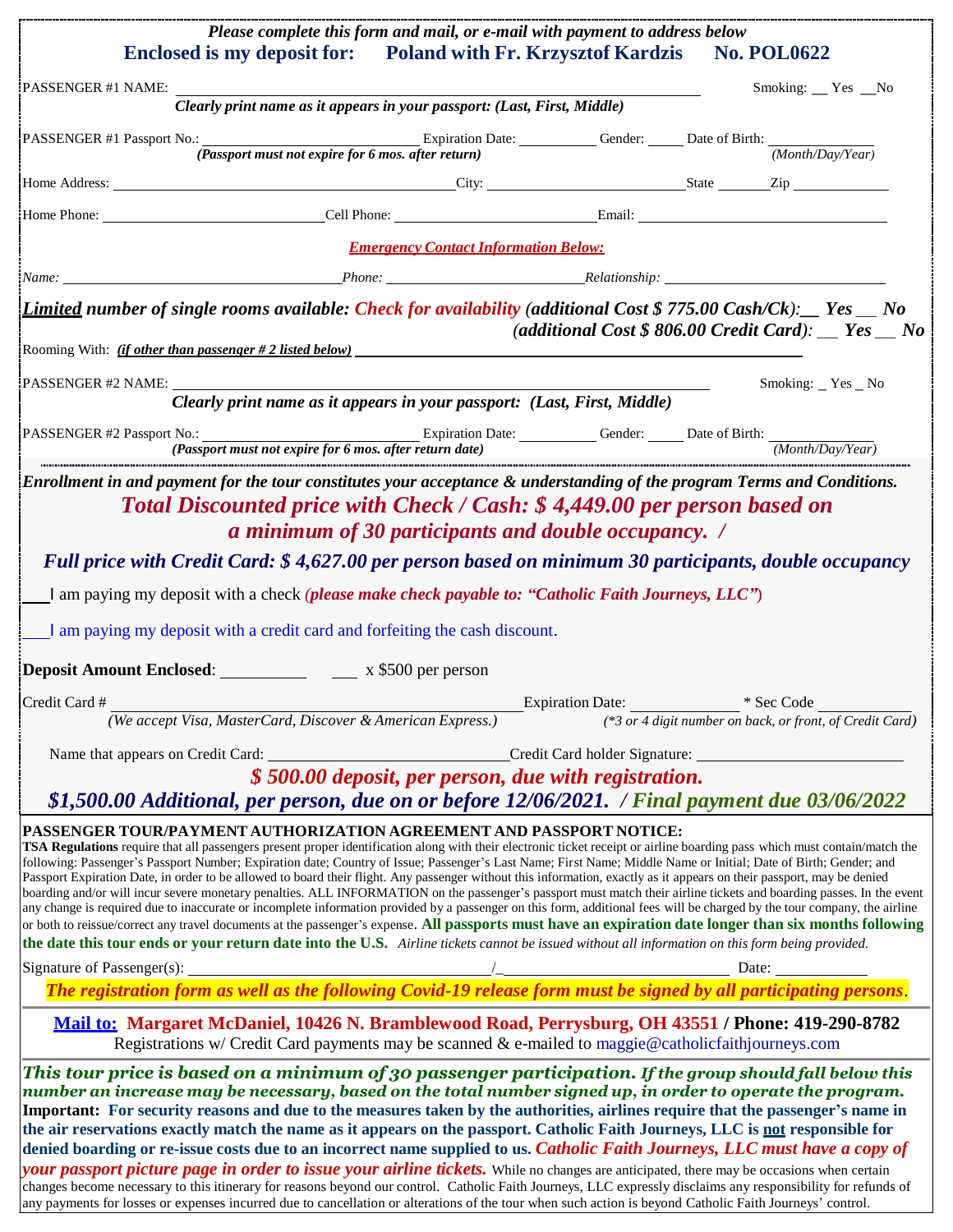*Please complete this form and mail, or e-mail with payment to address below*

**Enclosed is my deposit for: Poland with Fr. Krzysztof Kardzis No. POL0622**

PASSENGER #1 NAME: ______________________________ Smoking: __ Yes __No

*Clearly print name as it appears in your passport: (Last, First, Middle)*

PASSENGER #1 Passport No.: ____________ Expiration Date: ________ Gender: ____ Date of Birth: ________

*(Passport must not expire for 6 mos. after return)* *(Month/Day/Year)*

Home Address: ______________________ City: ______________ State ______ Zip ________

Home Phone: ______________ Cell Phone: ______________ Email: ______________

***Emergency Contact Information Below:***

*Name:* ______________ *Phone:* ______________ *Relationship:* ______________

***Limited** number of single rooms available: Check for availability (additional Cost $ 775.00 Cash/Ck):__ Yes __ No*

*(additional Cost $ 806.00 Credit Card): __ Yes __ No*

Rooming With: *(if other than passenger # 2 listed below)* ______________________

PASSENGER #2 NAME: ______________________________ Smoking: _ Yes _ No

*Clearly print name as it appears in your passport: (Last, First, Middle)*

PASSENGER #2 Passport No.: ____________ Expiration Date: ________ Gender: ____ Date of Birth: ________

*(Passport must not expire for 6 mos. after return date)* *(Month/Day/Year)*

***Enrollment in and payment for the tour constitutes your acceptance & understanding of the program Terms and Conditions.***

***Total Discounted price with Check / Cash: $ 4,449.00 per person based on a minimum of 30 participants and double occupancy. /***

***Full price with Credit Card: $ 4,627.00 per person based on minimum 30 participants, double occupancy***

___I am paying my deposit with a check *(please make check payable to: "Catholic Faith Journeys, LLC")*

___I am paying my deposit with a credit card and forfeiting the cash discount.

**Deposit Amount Enclosed**: __________ ___ x $500 per person

Credit Card # ______________________ Expiration Date: ________ * Sec Code ________

*(We accept Visa, MasterCard, Discover & American Express.)* *(\*3 or 4 digit number on back, or front, of Credit Card)*

Name that appears on Credit Card: ______________ Credit Card holder Signature: ______________

***$ 500.00 deposit, per person, due with registration.***

***$1,500.00 Additional, per person, due on or before 12/06/2021. / Final payment due 03/06/2022***

**PASSENGER TOUR/PAYMENT AUTHORIZATION AGREEMENT AND PASSPORT NOTICE:**

**TSA Regulations** require that all passengers present proper identification along with their electronic ticket receipt or airline boarding pass which must contain/match the following: Passenger's Passport Number; Expiration date; Country of Issue; Passenger's Last Name; First Name; Middle Name or Initial; Date of Birth; Gender; and Passport Expiration Date, in order to be allowed to board their flight. Any passenger without this information, exactly as it appears on their passport, may be denied boarding and/or will incur severe monetary penalties. ALL INFORMATION on the passenger's passport must match their airline tickets and boarding passes. In the event any change is required due to inaccurate or incomplete information provided by a passenger on this form, additional fees will be charged by the tour company, the airline or both to reissue/correct any travel documents at the passenger's expense. **All passports must have an expiration date longer than six months following the date this tour ends or your return date into the U.S.** *Airline tickets cannot be issued without all information on this form being provided.*

Signature of Passenger(s): ______________ /______________ Date: ________

***The registration form as well as the following Covid-19 release form must be signed by all participating persons.***

**Mail to: Margaret McDaniel, 10426 N. Bramblewood Road, Perrysburg, OH 43551 / Phone: 419-290-8782**

Registrations w/ Credit Card payments may be scanned & e-mailed to maggie@catholicfaithjourneys.com

***This tour price is based on a minimum of 30 passenger participation. If the group should fall below this number an increase may be necessary, based on the total number signed up, in order to operate the program.***

**Important: For security reasons and due to the measures taken by the authorities, airlines require that the passenger's name in the air reservations exactly match the name as it appears on the passport. Catholic Faith Journeys, LLC is not responsible for denied boarding or re-issue costs due to an incorrect name supplied to us.** ***Catholic Faith Journeys, LLC must have a copy of your passport picture page in order to issue your airline tickets.*** While no changes are anticipated, there may be occasions when certain changes become necessary to this itinerary for reasons beyond our control. Catholic Faith Journeys, LLC expressly disclaims any responsibility for refunds of any payments for losses or expenses incurred due to cancellation or alterations of the tour when such action is beyond Catholic Faith Journeys' control.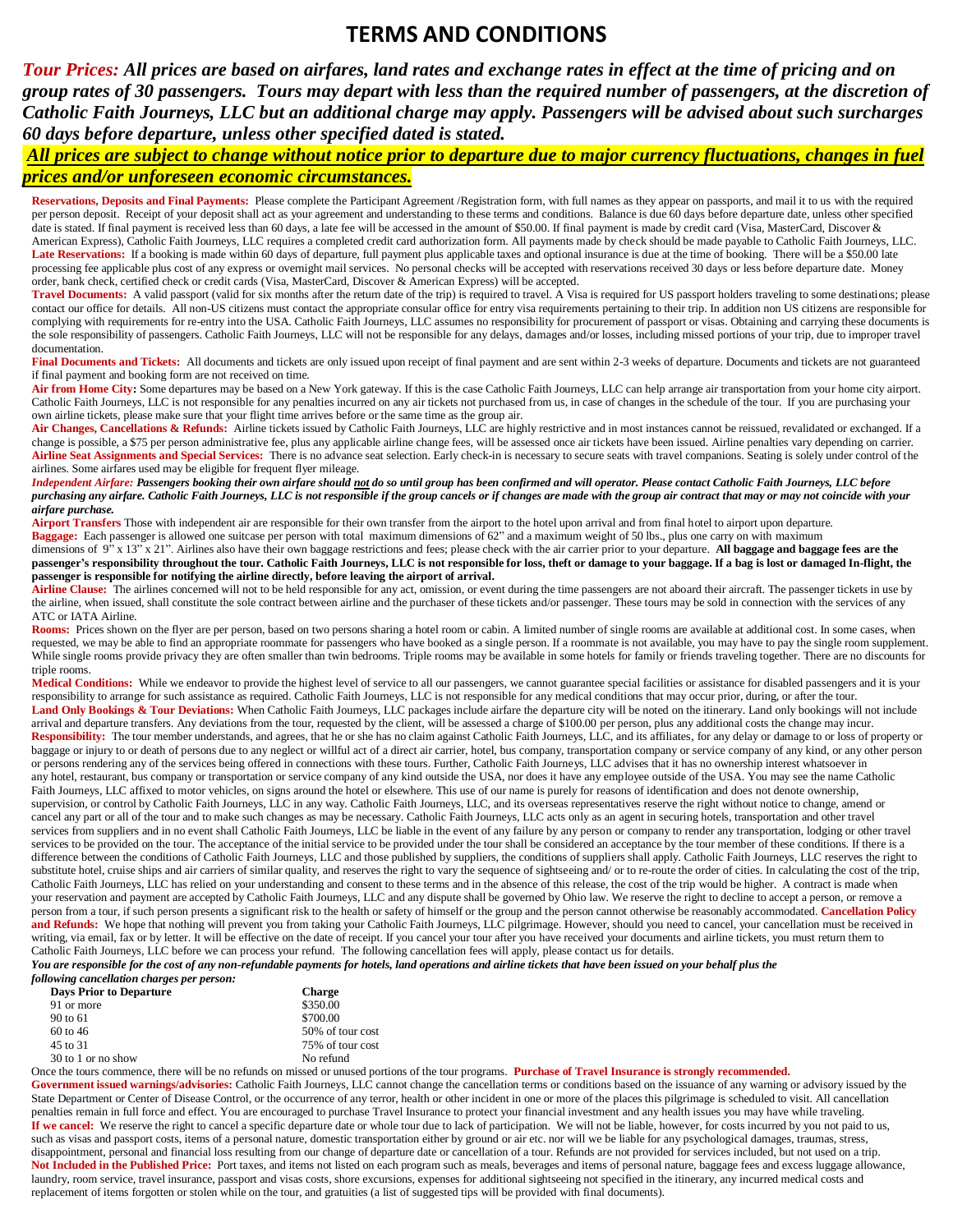# TERMS AND CONDITIONS

***Tour Prices:* All prices are based on airfares, land rates and exchange rates in effect at the time of pricing and on group rates of 30 passengers. Tours may depart with less than the required number of passengers, at the discretion of Catholic Faith Journeys, LLC but an additional charge may apply. Passengers will be advised about such surcharges 60 days before departure, unless other specified dated is stated.**

***All prices are subject to change without notice prior to departure due to major currency fluctuations, changes in fuel prices and/or unforeseen economic circumstances.***

**Reservations, Deposits and Final Payments:** Please complete the Participant Agreement /Registration form, with full names as they appear on passports, and mail it to us with the required per person deposit. Receipt of your deposit shall act as your agreement and understanding to these terms and conditions. Balance is due 60 days before departure date, unless other specified date is stated. If final payment is received less than 60 days, a late fee will be accessed in the amount of $50.00. If final payment is made by credit card (Visa, MasterCard, Discover & American Express), Catholic Faith Journeys, LLC requires a completed credit card authorization form. All payments made by check should be made payable to Catholic Faith Journeys, LLC.
**Late Reservations:** If a booking is made within 60 days of departure, full payment plus applicable taxes and optional insurance is due at the time of booking. There will be a $50.00 late processing fee applicable plus cost of any express or overnight mail services. No personal checks will be accepted with reservations received 30 days or less before departure date. Money order, bank check, certified check or credit cards (Visa, MasterCard, Discover & American Express) will be accepted.
**Travel Documents:** A valid passport (valid for six months after the return date of the trip) is required to travel. A Visa is required for US passport holders traveling to some destinations; please contact our office for details. All non-US citizens must contact the appropriate consular office for entry visa requirements pertaining to their trip. In addition non US citizens are responsible for complying with requirements for re-entry into the USA. Catholic Faith Journeys, LLC assumes no responsibility for procurement of passport or visas. Obtaining and carrying these documents is the sole responsibility of passengers. Catholic Faith Journeys, LLC will not be responsible for any delays, damages and/or losses, including missed portions of your trip, due to improper travel documentation.
**Final Documents and Tickets:** All documents and tickets are only issued upon receipt of final payment and are sent within 2-3 weeks of departure. Documents and tickets are not guaranteed if final payment and booking form are not received on time.
**Air from Home City:** Some departures may be based on a New York gateway. If this is the case Catholic Faith Journeys, LLC can help arrange air transportation from your home city airport. Catholic Faith Journeys, LLC is not responsible for any penalties incurred on any air tickets not purchased from us, in case of changes in the schedule of the tour. If you are purchasing your own airline tickets, please make sure that your flight time arrives before or the same time as the group air.
**Air Changes, Cancellations & Refunds:** Airline tickets issued by Catholic Faith Journeys, LLC are highly restrictive and in most instances cannot be reissued, revalidated or exchanged. If a change is possible, a $75 per person administrative fee, plus any applicable airline change fees, will be assessed once air tickets have been issued. Airline penalties vary depending on carrier.
**Airline Seat Assignments and Special Services:** There is no advance seat selection. Early check-in is necessary to secure seats with travel companions. Seating is solely under control of the airlines. Some airfares used may be eligible for frequent flyer mileage.
***Independent Airfare:* *Passengers booking their own airfare should not do so until group has been confirmed and will operator. Please contact Catholic Faith Journeys, LLC before purchasing any airfare. Catholic Faith Journeys, LLC is not responsible if the group cancels or if changes are made with the group air contract that may or may not coincide with your airfare purchase.***
**Airport Transfers** Those with independent air are responsible for their own transfer from the airport to the hotel upon arrival and from final hotel to airport upon departure.
**Baggage:** Each passenger is allowed one suitcase per person with total maximum dimensions of 62" and a maximum weight of 50 lbs., plus one carry on with maximum dimensions of 9" x 13" x 21". Airlines also have their own baggage restrictions and fees; please check with the air carrier prior to your departure. **All baggage and baggage fees are the passenger's responsibility throughout the tour. Catholic Faith Journeys, LLC is not responsible for loss, theft or damage to your baggage. If a bag is lost or damaged In-flight, the passenger is responsible for notifying the airline directly, before leaving the airport of arrival.**
**Airline Clause:** The airlines concerned will not to be held responsible for any act, omission, or event during the time passengers are not aboard their aircraft. The passenger tickets in use by the airline, when issued, shall constitute the sole contract between airline and the purchaser of these tickets and/or passenger. These tours may be sold in connection with the services of any ATC or IATA Airline.
**Rooms:** Prices shown on the flyer are per person, based on two persons sharing a hotel room or cabin. A limited number of single rooms are available at additional cost. In some cases, when requested, we may be able to find an appropriate roommate for passengers who have booked as a single person. If a roommate is not available, you may have to pay the single room supplement. While single rooms provide privacy they are often smaller than twin bedrooms. Triple rooms may be available in some hotels for family or friends traveling together. There are no discounts for triple rooms.
**Medical Conditions:** While we endeavor to provide the highest level of service to all our passengers, we cannot guarantee special facilities or assistance for disabled passengers and it is your responsibility to arrange for such assistance as required. Catholic Faith Journeys, LLC is not responsible for any medical conditions that may occur prior, during, or after the tour.
**Land Only Bookings & Tour Deviations:** When Catholic Faith Journeys, LLC packages include airfare the departure city will be noted on the itinerary. Land only bookings will not include arrival and departure transfers. Any deviations from the tour, requested by the client, will be assessed a charge of $100.00 per person, plus any additional costs the change may incur.
**Responsibility:** The tour member understands, and agrees, that he or she has no claim against Catholic Faith Journeys, LLC, and its affiliates, for any delay or damage to or loss of property or baggage or injury to or death of persons due to any neglect or willful act of a direct air carrier, hotel, bus company, transportation company or service company of any kind, or any other person or persons rendering any of the services being offered in connections with these tours. Further, Catholic Faith Journeys, LLC advises that it has no ownership interest whatsoever in any hotel, restaurant, bus company or transportation or service company of any kind outside the USA, nor does it have any employee outside of the USA. You may see the name Catholic Faith Journeys, LLC affixed to motor vehicles, on signs around the hotel or elsewhere. This use of our name is purely for reasons of identification and does not denote ownership, supervision, or control by Catholic Faith Journeys, LLC in any way. Catholic Faith Journeys, LLC, and its overseas representatives reserve the right without notice to change, amend or cancel any part or all of the tour and to make such changes as may be necessary. Catholic Faith Journeys, LLC acts only as an agent in securing hotels, transportation and other travel services from suppliers and in no event shall Catholic Faith Journeys, LLC be liable in the event of any failure by any person or company to render any transportation, lodging or other travel services to be provided on the tour. The acceptance of the initial service to be provided under the tour shall be considered an acceptance by the tour member of these conditions. If there is a difference between the conditions of Catholic Faith Journeys, LLC and those published by suppliers, the conditions of suppliers shall apply. Catholic Faith Journeys, LLC reserves the right to substitute hotel, cruise ships and air carriers of similar quality, and reserves the right to vary the sequence of sightseeing and/ or to re-route the order of cities. In calculating the cost of the trip, Catholic Faith Journeys, LLC has relied on your understanding and consent to these terms and in the absence of this release, the cost of the trip would be higher. A contract is made when your reservation and payment are accepted by Catholic Faith Journeys, LLC and any dispute shall be governed by Ohio law. We reserve the right to decline to accept a person, or remove a person from a tour, if such person presents a significant risk to the health or safety of himself or the group and the person cannot otherwise be reasonably accommodated. **Cancellation Policy and Refunds:** We hope that nothing will prevent you from taking your Catholic Faith Journeys, LLC pilgrimage. However, should you need to cancel, your cancellation must be received in writing, via email, fax or by letter. It will be effective on the date of receipt. If you cancel your tour after you have received your documents and airline tickets, you must return them to Catholic Faith Journeys, LLC before we can process your refund. The following cancellation fees will apply, please contact us for details.
***You are responsible for the cost of any non-refundable payments for hotels, land operations and airline tickets that have been issued on your behalf plus the following cancellation charges per person:***

| Days Prior to Departure | Charge |
|---|---|
| 91 or more | $350.00 |
| 90 to 61 | $700.00 |
| 60 to 46 | 50% of tour cost |
| 45 to 31 | 75% of tour cost |
| 30 to 1 or no show | No refund |

Once the tours commence, there will be no refunds on missed or unused portions of the tour programs. **Purchase of Travel Insurance is strongly recommended.**
**Government issued warnings/advisories:** Catholic Faith Journeys, LLC cannot change the cancellation terms or conditions based on the issuance of any warning or advisory issued by the State Department or Center of Disease Control, or the occurrence of any terror, health or other incident in one or more of the places this pilgrimage is scheduled to visit. All cancellation penalties remain in full force and effect. You are encouraged to purchase Travel Insurance to protect your financial investment and any health issues you may have while traveling.
**If we cancel:** We reserve the right to cancel a specific departure date or whole tour due to lack of participation. We will not be liable, however, for costs incurred by you not paid to us, such as visas and passport costs, items of a personal nature, domestic transportation either by ground or air etc. nor will we be liable for any psychological damages, traumas, stress, disappointment, personal and financial loss resulting from our change of departure date or cancellation of a tour. Refunds are not provided for services included, but not used on a trip.
**Not Included in the Published Price:** Port taxes, and items not listed on each program such as meals, beverages and items of personal nature, baggage fees and excess luggage allowance, laundry, room service, travel insurance, passport and visas costs, shore excursions, expenses for additional sightseeing not specified in the itinerary, any incurred medical costs and replacement of items forgotten or stolen while on the tour, and gratuities (a list of suggested tips will be provided with final documents).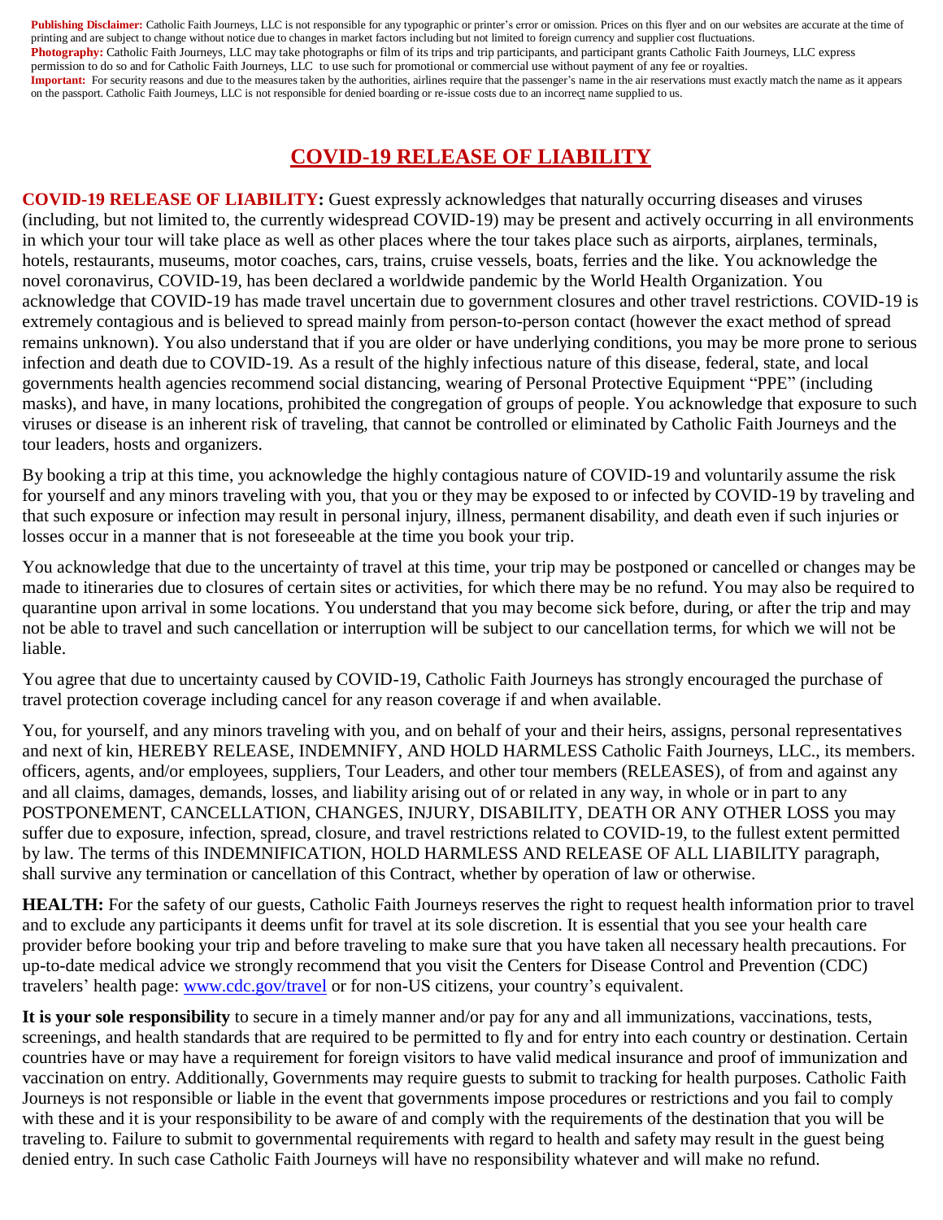**Publishing Disclaimer:** Catholic Faith Journeys, LLC is not responsible for any typographic or printer's error or omission. Prices on this flyer and on our websites are accurate at the time of printing and are subject to change without notice due to changes in market factors including but not limited to foreign currency and supplier cost fluctuations.
**Photography:** Catholic Faith Journeys, LLC may take photographs or film of its trips and trip participants, and participant grants Catholic Faith Journeys, LLC express permission to do so and for Catholic Faith Journeys, LLC to use such for promotional or commercial use without payment of any fee or royalties.
**Important:** For security reasons and due to the measures taken by the authorities, airlines require that the passenger's name in the air reservations must exactly match the name as it appears on the passport. Catholic Faith Journeys, LLC is not responsible for denied boarding or re-issue costs due to an incorrect name supplied to us.

# COVID-19 RELEASE OF LIABILITY

**COVID-19 RELEASE OF LIABILITY:** Guest expressly acknowledges that naturally occurring diseases and viruses (including, but not limited to, the currently widespread COVID-19) may be present and actively occurring in all environments in which your tour will take place as well as other places where the tour takes place such as airports, airplanes, terminals, hotels, restaurants, museums, motor coaches, cars, trains, cruise vessels, boats, ferries and the like. You acknowledge the novel coronavirus, COVID-19, has been declared a worldwide pandemic by the World Health Organization. You acknowledge that COVID-19 has made travel uncertain due to government closures and other travel restrictions. COVID-19 is extremely contagious and is believed to spread mainly from person-to-person contact (however the exact method of spread remains unknown). You also understand that if you are older or have underlying conditions, you may be more prone to serious infection and death due to COVID-19. As a result of the highly infectious nature of this disease, federal, state, and local governments health agencies recommend social distancing, wearing of Personal Protective Equipment "PPE" (including masks), and have, in many locations, prohibited the congregation of groups of people. You acknowledge that exposure to such viruses or disease is an inherent risk of traveling, that cannot be controlled or eliminated by Catholic Faith Journeys and the tour leaders, hosts and organizers.

By booking a trip at this time, you acknowledge the highly contagious nature of COVID-19 and voluntarily assume the risk for yourself and any minors traveling with you, that you or they may be exposed to or infected by COVID-19 by traveling and that such exposure or infection may result in personal injury, illness, permanent disability, and death even if such injuries or losses occur in a manner that is not foreseeable at the time you book your trip.

You acknowledge that due to the uncertainty of travel at this time, your trip may be postponed or cancelled or changes may be made to itineraries due to closures of certain sites or activities, for which there may be no refund. You may also be required to quarantine upon arrival in some locations. You understand that you may become sick before, during, or after the trip and may not be able to travel and such cancellation or interruption will be subject to our cancellation terms, for which we will not be liable.

You agree that due to uncertainty caused by COVID-19, Catholic Faith Journeys has strongly encouraged the purchase of travel protection coverage including cancel for any reason coverage if and when available.

You, for yourself, and any minors traveling with you, and on behalf of your and their heirs, assigns, personal representatives and next of kin, HEREBY RELEASE, INDEMNIFY, AND HOLD HARMLESS Catholic Faith Journeys, LLC., its members. officers, agents, and/or employees, suppliers, Tour Leaders, and other tour members (RELEASES), of from and against any and all claims, damages, demands, losses, and liability arising out of or related in any way, in whole or in part to any POSTPONEMENT, CANCELLATION, CHANGES, INJURY, DISABILITY, DEATH OR ANY OTHER LOSS you may suffer due to exposure, infection, spread, closure, and travel restrictions related to COVID-19, to the fullest extent permitted by law. The terms of this INDEMNIFICATION, HOLD HARMLESS AND RELEASE OF ALL LIABILITY paragraph, shall survive any termination or cancellation of this Contract, whether by operation of law or otherwise.

**HEALTH:** For the safety of our guests, Catholic Faith Journeys reserves the right to request health information prior to travel and to exclude any participants it deems unfit for travel at its sole discretion. It is essential that you see your health care provider before booking your trip and before traveling to make sure that you have taken all necessary health precautions. For up-to-date medical advice we strongly recommend that you visit the Centers for Disease Control and Prevention (CDC) travelers' health page: www.cdc.gov/travel or for non-US citizens, your country's equivalent.

**It is your sole responsibility** to secure in a timely manner and/or pay for any and all immunizations, vaccinations, tests, screenings, and health standards that are required to be permitted to fly and for entry into each country or destination. Certain countries have or may have a requirement for foreign visitors to have valid medical insurance and proof of immunization and vaccination on entry. Additionally, Governments may require guests to submit to tracking for health purposes. Catholic Faith Journeys is not responsible or liable in the event that governments impose procedures or restrictions and you fail to comply with these and it is your responsibility to be aware of and comply with the requirements of the destination that you will be traveling to. Failure to submit to governmental requirements with regard to health and safety may result in the guest being denied entry. In such case Catholic Faith Journeys will have no responsibility whatever and will make no refund.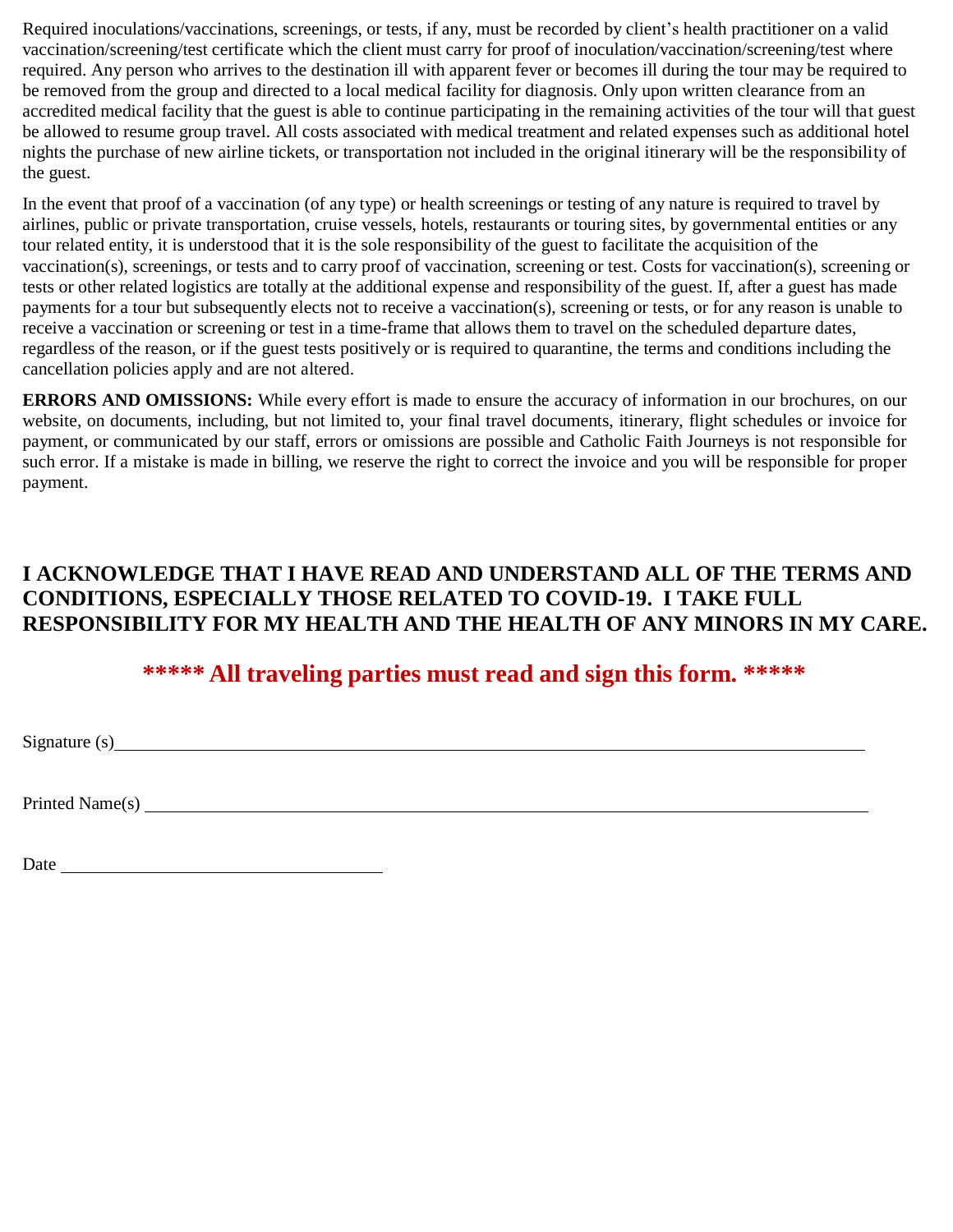Required inoculations/vaccinations, screenings, or tests, if any, must be recorded by client's health practitioner on a valid vaccination/screening/test certificate which the client must carry for proof of inoculation/vaccination/screening/test where required. Any person who arrives to the destination ill with apparent fever or becomes ill during the tour may be required to be removed from the group and directed to a local medical facility for diagnosis. Only upon written clearance from an accredited medical facility that the guest is able to continue participating in the remaining activities of the tour will that guest be allowed to resume group travel. All costs associated with medical treatment and related expenses such as additional hotel nights the purchase of new airline tickets, or transportation not included in the original itinerary will be the responsibility of the guest.

In the event that proof of a vaccination (of any type) or health screenings or testing of any nature is required to travel by airlines, public or private transportation, cruise vessels, hotels, restaurants or touring sites, by governmental entities or any tour related entity, it is understood that it is the sole responsibility of the guest to facilitate the acquisition of the vaccination(s), screenings, or tests and to carry proof of vaccination, screening or test. Costs for vaccination(s), screening or tests or other related logistics are totally at the additional expense and responsibility of the guest. If, after a guest has made payments for a tour but subsequently elects not to receive a vaccination(s), screening or tests, or for any reason is unable to receive a vaccination or screening or test in a time-frame that allows them to travel on the scheduled departure dates, regardless of the reason, or if the guest tests positively or is required to quarantine, the terms and conditions including the cancellation policies apply and are not altered.

**ERRORS AND OMISSIONS:** While every effort is made to ensure the accuracy of information in our brochures, on our website, on documents, including, but not limited to, your final travel documents, itinerary, flight schedules or invoice for payment, or communicated by our staff, errors or omissions are possible and Catholic Faith Journeys is not responsible for such error. If a mistake is made in billing, we reserve the right to correct the invoice and you will be responsible for proper payment.

**I ACKNOWLEDGE THAT I HAVE READ AND UNDERSTAND ALL OF THE TERMS AND CONDITIONS, ESPECIALLY THOSE RELATED TO COVID-19. I TAKE FULL RESPONSIBILITY FOR MY HEALTH AND THE HEALTH OF ANY MINORS IN MY CARE.**

**\*\*\*\*\* All traveling parties must read and sign this form. \*\*\*\*\***

Signature (s)\_\_\_\_\_\_\_\_\_\_\_\_\_\_\_\_\_\_\_\_\_\_\_\_\_\_\_\_\_\_\_\_\_\_\_\_\_\_\_\_\_\_\_\_\_\_\_\_\_\_\_\_\_\_\_\_\_\_

Printed Name(s) \_\_\_\_\_\_\_\_\_\_\_\_\_\_\_\_\_\_\_\_\_\_\_\_\_\_\_\_\_\_\_\_\_\_\_\_\_\_\_\_\_\_\_\_\_\_\_\_\_\_\_\_\_\_\_

Date \_\_\_\_\_\_\_\_\_\_\_\_\_\_\_\_\_\_\_\_\_\_\_\_\_